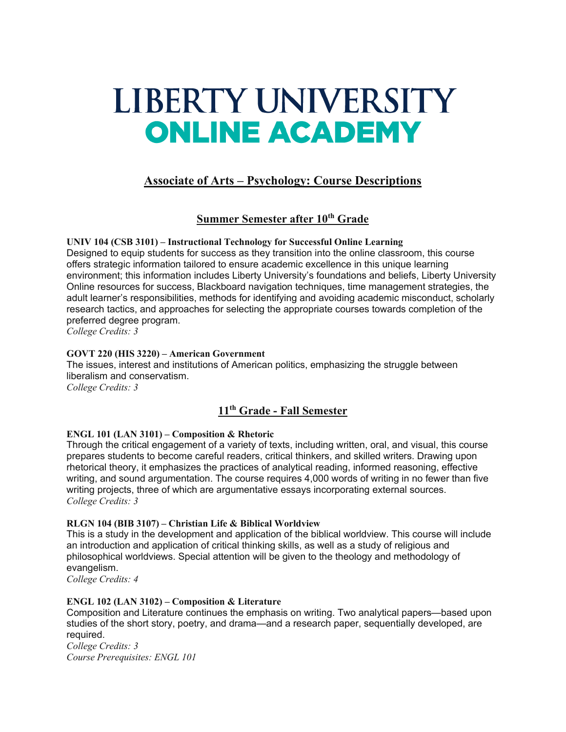# LIBERTY UNIVERSITY ONLINE ACADEMY

## Associate of Arts – Psychology: Course Descriptions

### Summer Semester after 10th Grade

**UNIV 104 (CSB 3101) – Instructional Technology for Successful Online Learning**

Designed to equip students for success as they transition into the online classroom, this course offers strategic information tailored to ensure academic excellence in this unique learning environment; this information includes Liberty University's foundations and beliefs, Liberty University Online resources for success, Blackboard navigation techniques, time management strategies, the adult learner's responsibilities, methods for identifying and avoiding academic misconduct, scholarly research tactics, and approaches for selecting the appropriate courses towards completion of the preferred degree program.

*College Credits: 3*

**GOVT 220 (HIS 3220) – American Government**

The issues, interest and institutions of American politics, emphasizing the struggle between liberalism and conservatism.

*College Credits: 3*

### 11th Grade - Fall Semester

**ENGL 101 (LAN 3101) – Composition & Rhetoric**

Through the critical engagement of a variety of texts, including written, oral, and visual, this course prepares students to become careful readers, critical thinkers, and skilled writers. Drawing upon rhetorical theory, it emphasizes the practices of analytical reading, informed reasoning, effective writing, and sound argumentation. The course requires 4,000 words of writing in no fewer than five writing projects, three of which are argumentative essays incorporating external sources.

*College Credits: 3*

**RLGN 104 (BIB 3107) – Christian Life & Biblical Worldview**

This is a study in the development and application of the biblical worldview. This course will include an introduction and application of critical thinking skills, as well as a study of religious and philosophical worldviews. Special attention will be given to the theology and methodology of evangelism.

*College Credits: 4*

**ENGL 102 (LAN 3102) – Composition & Literature**

Composition and Literature continues the emphasis on writing. Two analytical papers—based upon studies of the short story, poetry, and drama—and a research paper, sequentially developed, are required.

*College Credits: 3*

*Course Prerequisites: ENGL 101*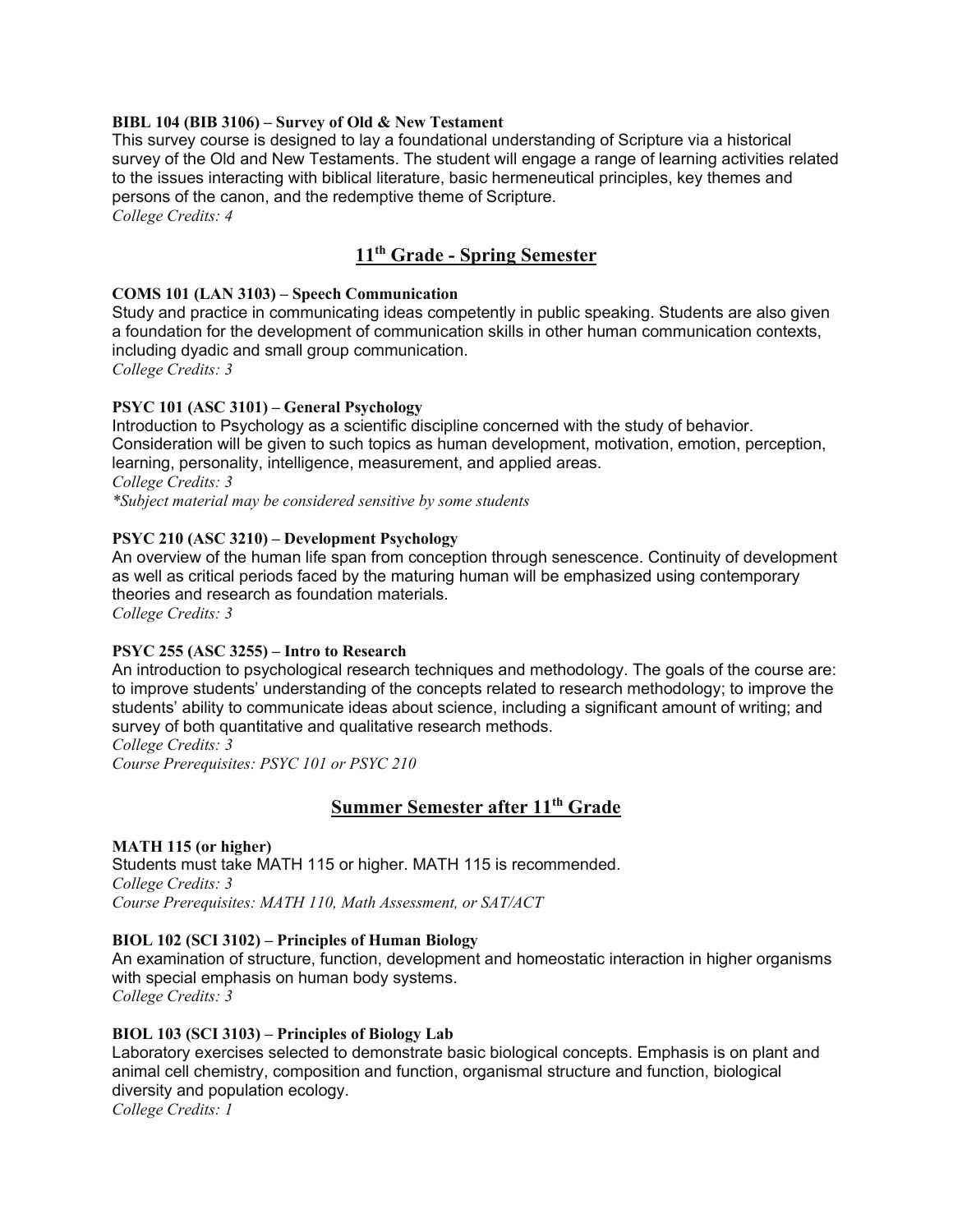**BIBL 104 (BIB 3106) – Survey of Old & New Testament**

This survey course is designed to lay a foundational understanding of Scripture via a historical survey of the Old and New Testaments. The student will engage a range of learning activities related to the issues interacting with biblical literature, basic hermeneutical principles, key themes and persons of the canon, and the redemptive theme of Scripture.

*College Credits: 4*

## 11th Grade - Spring Semester

**COMS 101 (LAN 3103) – Speech Communication**

Study and practice in communicating ideas competently in public speaking. Students are also given a foundation for the development of communication skills in other human communication contexts, including dyadic and small group communication.

*College Credits: 3*

**PSYC 101 (ASC 3101) – General Psychology**

Introduction to Psychology as a scientific discipline concerned with the study of behavior. Consideration will be given to such topics as human development, motivation, emotion, perception, learning, personality, intelligence, measurement, and applied areas.

*College Credits: 3*

*\*Subject material may be considered sensitive by some students*

**PSYC 210 (ASC 3210) – Development Psychology**

An overview of the human life span from conception through senescence. Continuity of development as well as critical periods faced by the maturing human will be emphasized using contemporary theories and research as foundation materials.

*College Credits: 3*

**PSYC 255 (ASC 3255) – Intro to Research**

An introduction to psychological research techniques and methodology. The goals of the course are: to improve students' understanding of the concepts related to research methodology; to improve the students' ability to communicate ideas about science, including a significant amount of writing; and survey of both quantitative and qualitative research methods.

*College Credits: 3*

*Course Prerequisites: PSYC 101 or PSYC 210*

## Summer Semester after 11th Grade

**MATH 115 (or higher)**

Students must take MATH 115 or higher. MATH 115 is recommended.

*College Credits: 3*

*Course Prerequisites: MATH 110, Math Assessment, or SAT/ACT*

**BIOL 102 (SCI 3102) – Principles of Human Biology**

An examination of structure, function, development and homeostatic interaction in higher organisms with special emphasis on human body systems.

*College Credits: 3*

**BIOL 103 (SCI 3103) – Principles of Biology Lab**

Laboratory exercises selected to demonstrate basic biological concepts. Emphasis is on plant and animal cell chemistry, composition and function, organismal structure and function, biological diversity and population ecology.

*College Credits: 1*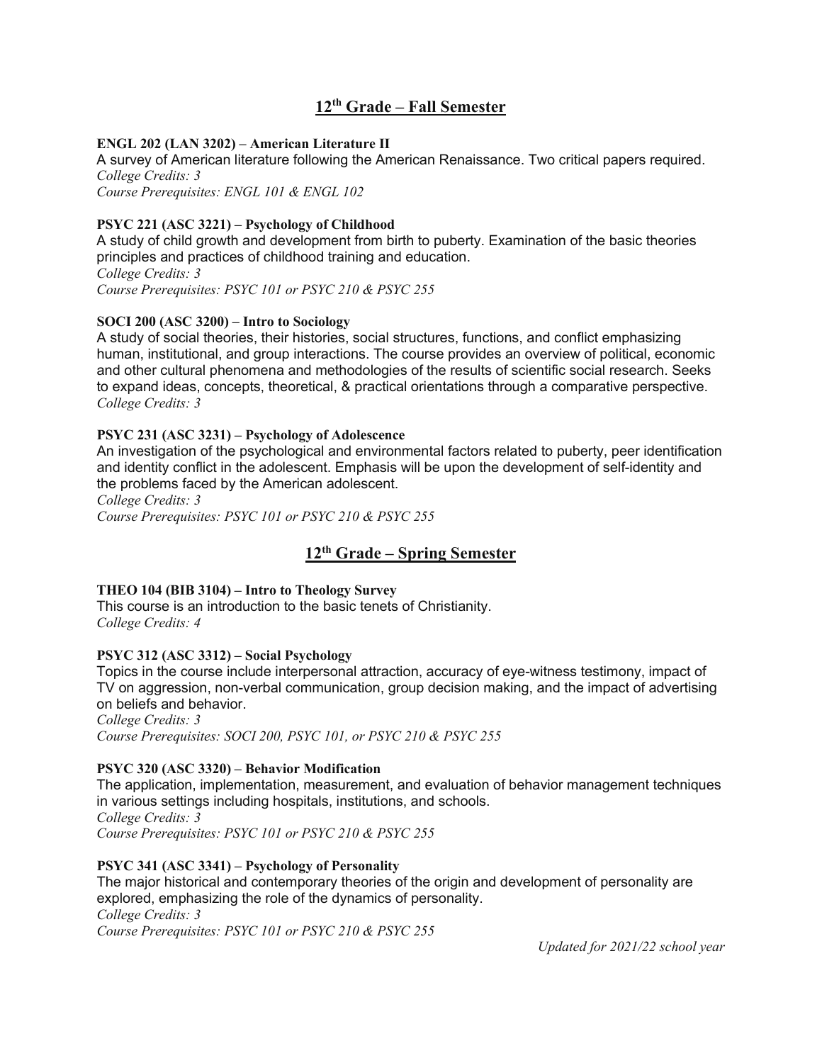## 12th Grade – Fall Semester

**ENGL 202 (LAN 3202) – American Literature II**
A survey of American literature following the American Renaissance. Two critical papers required.
*College Credits: 3*
*Course Prerequisites: ENGL 101 & ENGL 102*

**PSYC 221 (ASC 3221) – Psychology of Childhood**
A study of child growth and development from birth to puberty. Examination of the basic theories principles and practices of childhood training and education.
*College Credits: 3*
*Course Prerequisites: PSYC 101 or PSYC 210 & PSYC 255*

**SOCI 200 (ASC 3200) – Intro to Sociology**
A study of social theories, their histories, social structures, functions, and conflict emphasizing human, institutional, and group interactions. The course provides an overview of political, economic and other cultural phenomena and methodologies of the results of scientific social research. Seeks to expand ideas, concepts, theoretical, & practical orientations through a comparative perspective.
*College Credits: 3*

**PSYC 231 (ASC 3231) – Psychology of Adolescence**
An investigation of the psychological and environmental factors related to puberty, peer identification and identity conflict in the adolescent. Emphasis will be upon the development of self-identity and the problems faced by the American adolescent.
*College Credits: 3*
*Course Prerequisites: PSYC 101 or PSYC 210 & PSYC 255*

## 12th Grade – Spring Semester

**THEO 104 (BIB 3104) – Intro to Theology Survey**
This course is an introduction to the basic tenets of Christianity.
*College Credits: 4*

**PSYC 312 (ASC 3312) – Social Psychology**
Topics in the course include interpersonal attraction, accuracy of eye-witness testimony, impact of TV on aggression, non-verbal communication, group decision making, and the impact of advertising on beliefs and behavior.
*College Credits: 3*
*Course Prerequisites: SOCI 200, PSYC 101, or PSYC 210 & PSYC 255*

**PSYC 320 (ASC 3320) – Behavior Modification**
The application, implementation, measurement, and evaluation of behavior management techniques in various settings including hospitals, institutions, and schools.
*College Credits: 3*
*Course Prerequisites: PSYC 101 or PSYC 210 & PSYC 255*

**PSYC 341 (ASC 3341) – Psychology of Personality**
The major historical and contemporary theories of the origin and development of personality are explored, emphasizing the role of the dynamics of personality.
*College Credits: 3*
*Course Prerequisites: PSYC 101 or PSYC 210 & PSYC 255*

*Updated for 2021/22 school year*